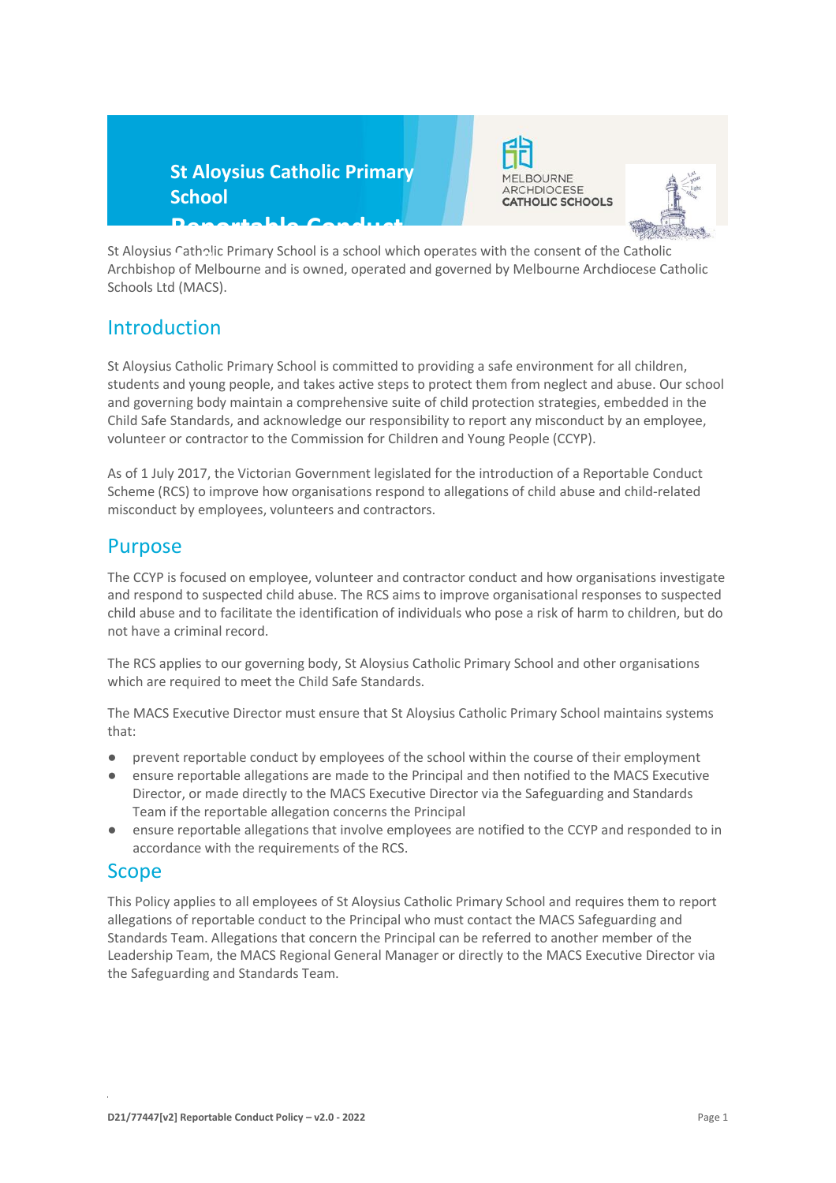# St Aloysius Catholic Primary School Reportable Conduct

St Aloysius Catholic Primary School is a school which operates with the consent of the Catholic Archbishop of Melbourne and is owned, operated and governed by Melbourne Archdiocese Catholic Schools Ltd (MACS).

## Introduction

St Aloysius Catholic Primary School is committed to providing a safe environment for all children, students and young people, and takes active steps to protect them from neglect and abuse. Our school and governing body maintain a comprehensive suite of child protection strategies, embedded in the Child Safe Standards, and acknowledge our responsibility to report any misconduct by an employee, volunteer or contractor to the Commission for Children and Young People (CCYP).

As of 1 July 2017, the Victorian Government legislated for the introduction of a Reportable Conduct Scheme (RCS) to improve how organisations respond to allegations of child abuse and child-related misconduct by employees, volunteers and contractors.

## Purpose

The CCYP is focused on employee, volunteer and contractor conduct and how organisations investigate and respond to suspected child abuse. The RCS aims to improve organisational responses to suspected child abuse and to facilitate the identification of individuals who pose a risk of harm to children, but do not have a criminal record.

The RCS applies to our governing body, St Aloysius Catholic Primary School and other organisations which are required to meet the Child Safe Standards.

The MACS Executive Director must ensure that St Aloysius Catholic Primary School maintains systems that:

- prevent reportable conduct by employees of the school within the course of their employment
- ensure reportable allegations are made to the Principal and then notified to the MACS Executive Director, or made directly to the MACS Executive Director via the Safeguarding and Standards Team if the reportable allegation concerns the Principal
- ensure reportable allegations that involve employees are notified to the CCYP and responded to in accordance with the requirements of the RCS.

## Scope

This Policy applies to all employees of St Aloysius Catholic Primary School and requires them to report allegations of reportable conduct to the Principal who must contact the MACS Safeguarding and Standards Team. Allegations that concern the Principal can be referred to another member of the Leadership Team, the MACS Regional General Manager or directly to the MACS Executive Director via the Safeguarding and Standards Team.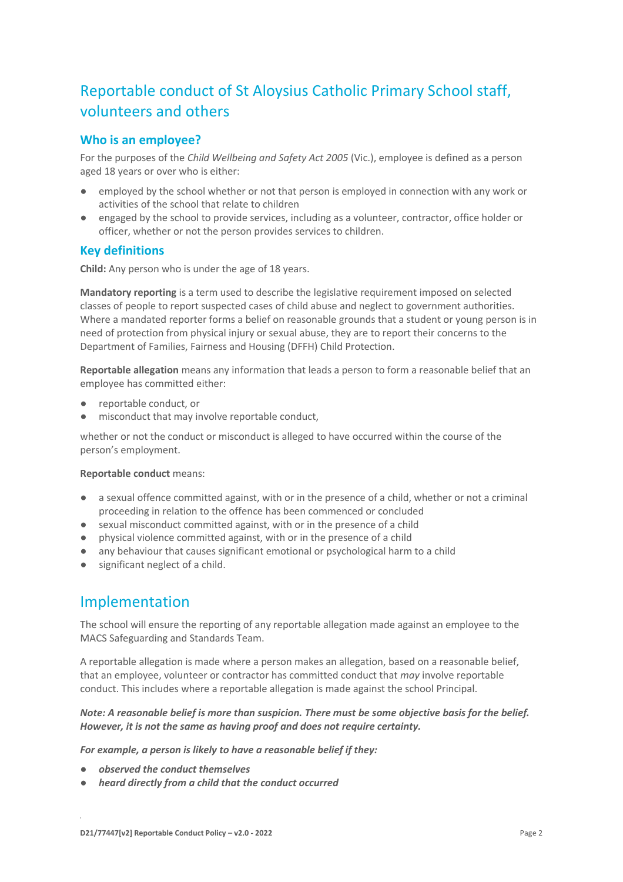## Reportable conduct of St Aloysius Catholic Primary School staff, volunteers and others

### Who is an employee?

For the purposes of the *Child Wellbeing and Safety Act 2005* (Vic.), employee is defined as a person aged 18 years or over who is either:

- employed by the school whether or not that person is employed in connection with any work or activities of the school that relate to children
- engaged by the school to provide services, including as a volunteer, contractor, office holder or officer, whether or not the person provides services to children.

### Key definitions

**Child:** Any person who is under the age of 18 years.

**Mandatory reporting** is a term used to describe the legislative requirement imposed on selected classes of people to report suspected cases of child abuse and neglect to government authorities. Where a mandated reporter forms a belief on reasonable grounds that a student or young person is in need of protection from physical injury or sexual abuse, they are to report their concerns to the Department of Families, Fairness and Housing (DFFH) Child Protection.

**Reportable allegation** means any information that leads a person to form a reasonable belief that an employee has committed either:

- reportable conduct, or
- misconduct that may involve reportable conduct,

whether or not the conduct or misconduct is alleged to have occurred within the course of the person's employment.

**Reportable conduct** means:

- a sexual offence committed against, with or in the presence of a child, whether or not a criminal proceeding in relation to the offence has been commenced or concluded
- sexual misconduct committed against, with or in the presence of a child
- physical violence committed against, with or in the presence of a child
- any behaviour that causes significant emotional or psychological harm to a child
- significant neglect of a child.

## Implementation

The school will ensure the reporting of any reportable allegation made against an employee to the MACS Safeguarding and Standards Team.

A reportable allegation is made where a person makes an allegation, based on a reasonable belief, that an employee, volunteer or contractor has committed conduct that *may* involve reportable conduct. This includes where a reportable allegation is made against the school Principal.

***Note: A reasonable belief is more than suspicion. There must be some objective basis for the belief. However, it is not the same as having proof and does not require certainty.***

***For example, a person is likely to have a reasonable belief if they:***

- ***observed the conduct themselves***
- ***heard directly from a child that the conduct occurred***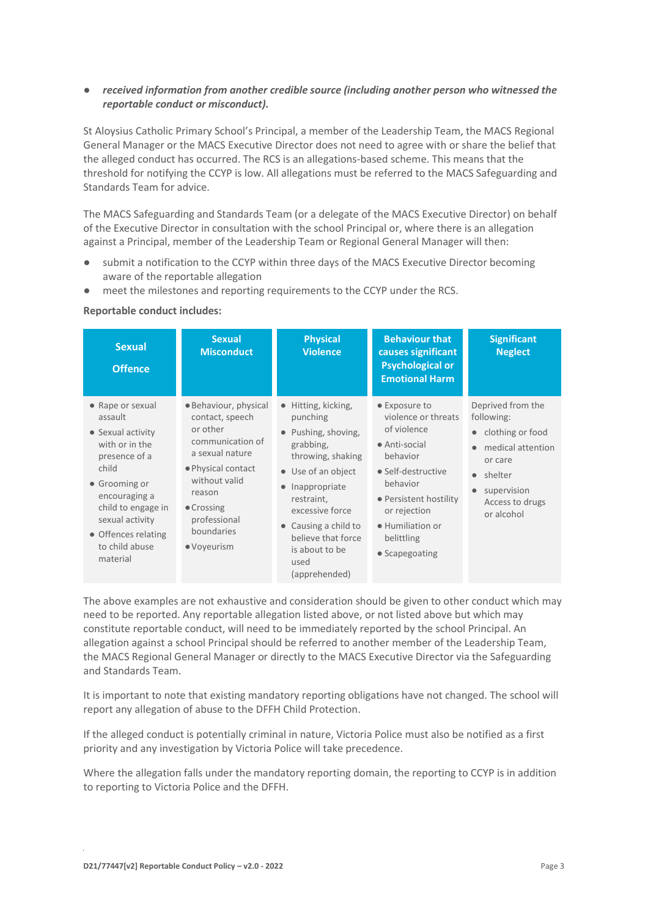- ***received information from another credible source (including another person who witnessed the reportable conduct or misconduct).***

St Aloysius Catholic Primary School's Principal, a member of the Leadership Team, the MACS Regional General Manager or the MACS Executive Director does not need to agree with or share the belief that the alleged conduct has occurred. The RCS is an allegations-based scheme. This means that the threshold for notifying the CCYP is low. All allegations must be referred to the MACS Safeguarding and Standards Team for advice.

The MACS Safeguarding and Standards Team (or a delegate of the MACS Executive Director) on behalf of the Executive Director in consultation with the school Principal or, where there is an allegation against a Principal, member of the Leadership Team or Regional General Manager will then:

- submit a notification to the CCYP within three days of the MACS Executive Director becoming aware of the reportable allegation
- meet the milestones and reporting requirements to the CCYP under the RCS.

**Reportable conduct includes:**

| Sexual Offence | Sexual Misconduct | Physical Violence | Behaviour that causes significant Psychological or Emotional Harm | Significant Neglect |
|---|---|---|---|---|
| • Rape or sexual assault<br>• Sexual activity with or in the presence of a child<br>• Grooming or encouraging a child to engage in sexual activity<br>• Offences relating to child abuse material | • Behaviour, physical contact, speech or other communication of a sexual nature<br>• Physical contact without valid reason<br>• Crossing professional boundaries<br>• Voyeurism | • Hitting, kicking, punching<br>• Pushing, shoving, grabbing, throwing, shaking<br>• Use of an object<br>• Inappropriate restraint, excessive force<br>• Causing a child to believe that force is about to be used (apprehended) | • Exposure to violence or threats of violence<br>• Anti-social behavior<br>• Self-destructive behavior<br>• Persistent hostility or rejection<br>• Humiliation or belittling<br>• Scapegoating | Deprived from the following:<br>• clothing or food<br>• medical attention or care<br>• shelter<br>• supervision Access to drugs or alcohol |

The above examples are not exhaustive and consideration should be given to other conduct which may need to be reported. Any reportable allegation listed above, or not listed above but which may constitute reportable conduct, will need to be immediately reported by the school Principal. An allegation against a school Principal should be referred to another member of the Leadership Team, the MACS Regional General Manager or directly to the MACS Executive Director via the Safeguarding and Standards Team.

It is important to note that existing mandatory reporting obligations have not changed. The school will report any allegation of abuse to the DFFH Child Protection.

If the alleged conduct is potentially criminal in nature, Victoria Police must also be notified as a first priority and any investigation by Victoria Police will take precedence.

Where the allegation falls under the mandatory reporting domain, the reporting to CCYP is in addition to reporting to Victoria Police and the DFFH.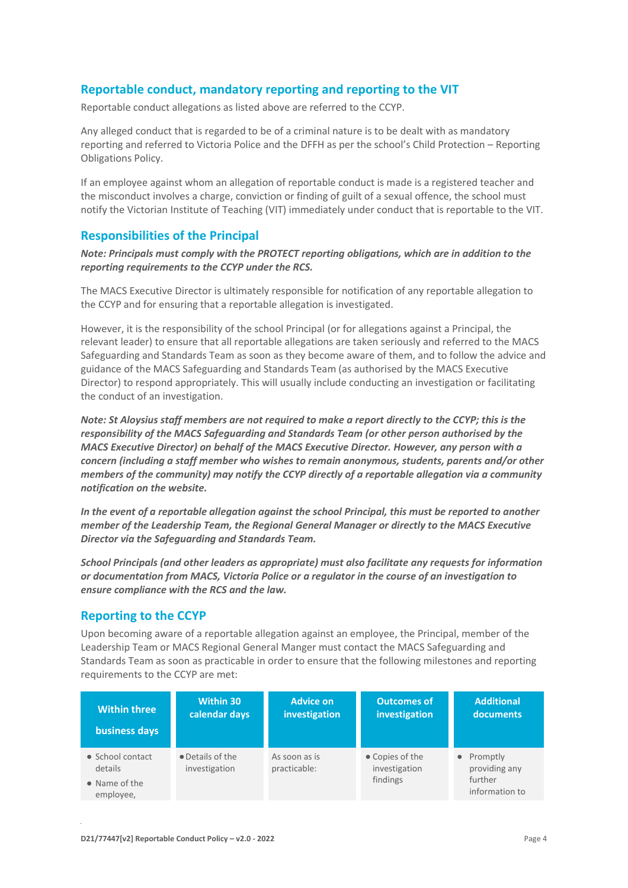## Reportable conduct, mandatory reporting and reporting to the VIT

Reportable conduct allegations as listed above are referred to the CCYP.

Any alleged conduct that is regarded to be of a criminal nature is to be dealt with as mandatory reporting and referred to Victoria Police and the DFFH as per the school's Child Protection – Reporting Obligations Policy.

If an employee against whom an allegation of reportable conduct is made is a registered teacher and the misconduct involves a charge, conviction or finding of guilt of a sexual offence, the school must notify the Victorian Institute of Teaching (VIT) immediately under conduct that is reportable to the VIT.

## Responsibilities of the Principal

***Note: Principals must comply with the PROTECT reporting obligations, which are in addition to the reporting requirements to the CCYP under the RCS.***

The MACS Executive Director is ultimately responsible for notification of any reportable allegation to the CCYP and for ensuring that a reportable allegation is investigated.

However, it is the responsibility of the school Principal (or for allegations against a Principal, the relevant leader) to ensure that all reportable allegations are taken seriously and referred to the MACS Safeguarding and Standards Team as soon as they become aware of them, and to follow the advice and guidance of the MACS Safeguarding and Standards Team (as authorised by the MACS Executive Director) to respond appropriately. This will usually include conducting an investigation or facilitating the conduct of an investigation.

***Note: St Aloysius staff members are not required to make a report directly to the CCYP; this is the responsibility of the MACS Safeguarding and Standards Team (or other person authorised by the MACS Executive Director) on behalf of the MACS Executive Director. However, any person with a concern (including a staff member who wishes to remain anonymous, students, parents and/or other members of the community) may notify the CCYP directly of a reportable allegation via a community notification on the website.***

***In the event of a reportable allegation against the school Principal, this must be reported to another member of the Leadership Team, the Regional General Manager or directly to the MACS Executive Director via the Safeguarding and Standards Team.***

***School Principals (and other leaders as appropriate) must also facilitate any requests for information or documentation from MACS, Victoria Police or a regulator in the course of an investigation to ensure compliance with the RCS and the law.***

## Reporting to the CCYP

Upon becoming aware of a reportable allegation against an employee, the Principal, member of the Leadership Team or MACS Regional General Manger must contact the MACS Safeguarding and Standards Team as soon as practicable in order to ensure that the following milestones and reporting requirements to the CCYP are met:

| Within three business days | Within 30 calendar days | Advice on investigation | Outcomes of investigation | Additional documents |
|---|---|---|---|---|
| • School contact details<br>• Name of the employee, | • Details of the investigation | As soon as is practicable: | • Copies of the investigation findings | • Promptly providing any further information to |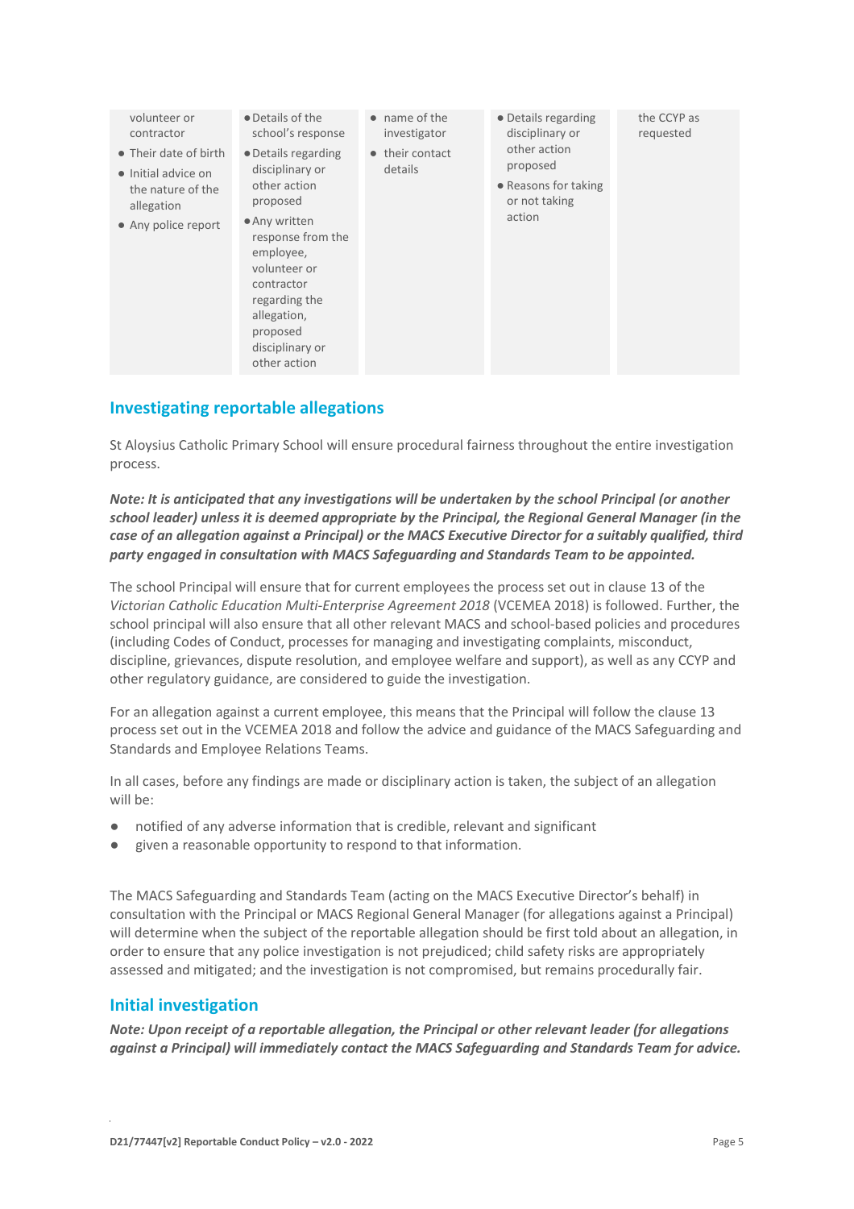| | | | | |
|---|---|---|---|---|
| volunteer or contractor<br>● Their date of birth<br>● Initial advice on the nature of the allegation<br>● Any police report | ● Details of the school's response<br>● Details regarding disciplinary or other action proposed<br>● Any written response from the employee, volunteer or contractor regarding the allegation, proposed disciplinary or other action | ● name of the investigator<br>● their contact details | ● Details regarding disciplinary or other action proposed<br>● Reasons for taking or not taking action | the CCYP as requested |

## Investigating reportable allegations

St Aloysius Catholic Primary School will ensure procedural fairness throughout the entire investigation process.

***Note: It is anticipated that any investigations will be undertaken by the school Principal (or another school leader) unless it is deemed appropriate by the Principal, the Regional General Manager (in the case of an allegation against a Principal) or the MACS Executive Director for a suitably qualified, third party engaged in consultation with MACS Safeguarding and Standards Team to be appointed.***

The school Principal will ensure that for current employees the process set out in clause 13 of the *Victorian Catholic Education Multi-Enterprise Agreement 2018* (VCEMEA 2018) is followed. Further, the school principal will also ensure that all other relevant MACS and school-based policies and procedures (including Codes of Conduct, processes for managing and investigating complaints, misconduct, discipline, grievances, dispute resolution, and employee welfare and support), as well as any CCYP and other regulatory guidance, are considered to guide the investigation.

For an allegation against a current employee, this means that the Principal will follow the clause 13 process set out in the VCEMEA 2018 and follow the advice and guidance of the MACS Safeguarding and Standards and Employee Relations Teams.

In all cases, before any findings are made or disciplinary action is taken, the subject of an allegation will be:

- notified of any adverse information that is credible, relevant and significant
- given a reasonable opportunity to respond to that information.

The MACS Safeguarding and Standards Team (acting on the MACS Executive Director's behalf) in consultation with the Principal or MACS Regional General Manager (for allegations against a Principal) will determine when the subject of the reportable allegation should be first told about an allegation, in order to ensure that any police investigation is not prejudiced; child safety risks are appropriately assessed and mitigated; and the investigation is not compromised, but remains procedurally fair.

## Initial investigation

***Note: Upon receipt of a reportable allegation, the Principal or other relevant leader (for allegations against a Principal) will immediately contact the MACS Safeguarding and Standards Team for advice.***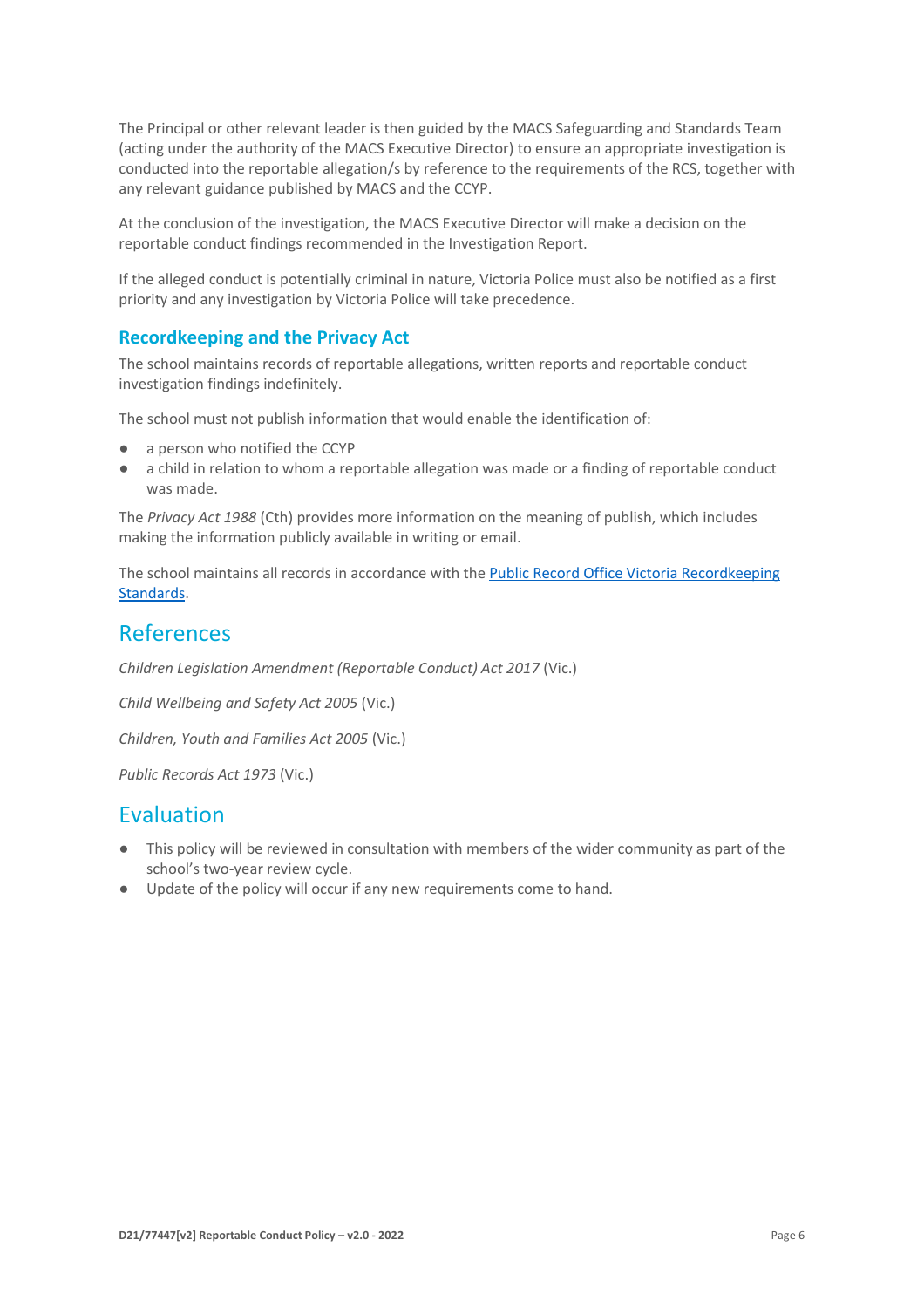The Principal or other relevant leader is then guided by the MACS Safeguarding and Standards Team (acting under the authority of the MACS Executive Director) to ensure an appropriate investigation is conducted into the reportable allegation/s by reference to the requirements of the RCS, together with any relevant guidance published by MACS and the CCYP.

At the conclusion of the investigation, the MACS Executive Director will make a decision on the reportable conduct findings recommended in the Investigation Report.

If the alleged conduct is potentially criminal in nature, Victoria Police must also be notified as a first priority and any investigation by Victoria Police will take precedence.

### Recordkeeping and the Privacy Act

The school maintains records of reportable allegations, written reports and reportable conduct investigation findings indefinitely.

The school must not publish information that would enable the identification of:

- a person who notified the CCYP
- a child in relation to whom a reportable allegation was made or a finding of reportable conduct was made.

The *Privacy Act 1988* (Cth) provides more information on the meaning of publish, which includes making the information publicly available in writing or email.

The school maintains all records in accordance with the Public Record Office Victoria Recordkeeping Standards.

## References

*Children Legislation Amendment (Reportable Conduct) Act 2017* (Vic.)

*Child Wellbeing and Safety Act 2005* (Vic.)

*Children, Youth and Families Act 2005* (Vic.)

*Public Records Act 1973* (Vic.)

## Evaluation

- This policy will be reviewed in consultation with members of the wider community as part of the school's two-year review cycle.
- Update of the policy will occur if any new requirements come to hand.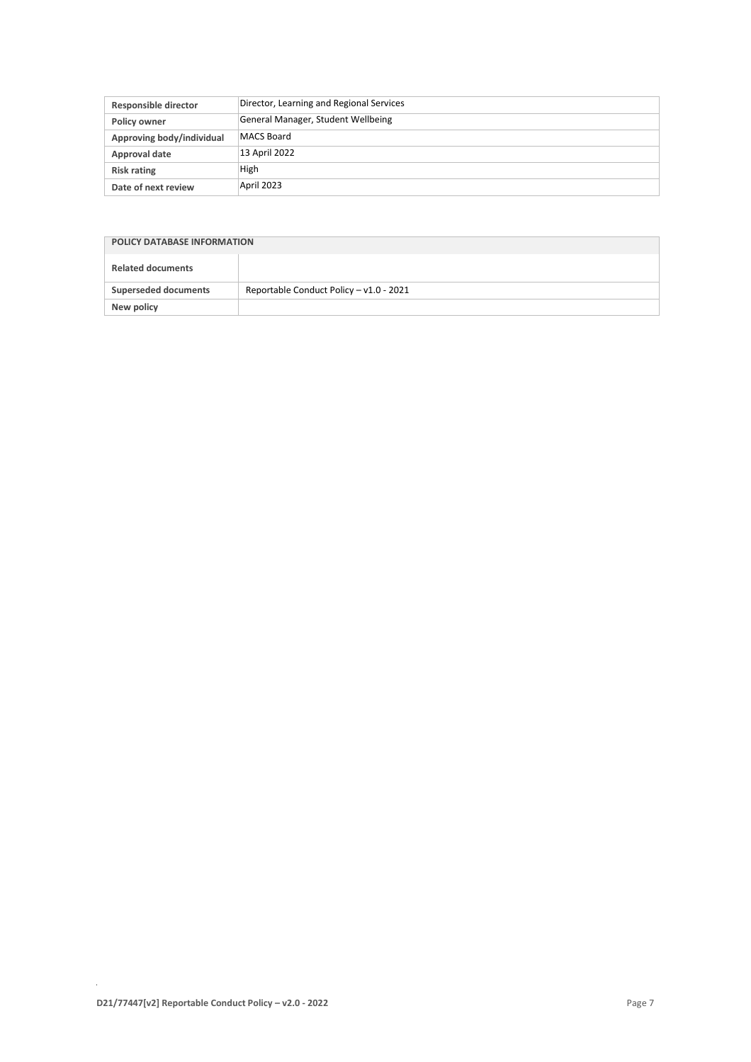| | |
|---|---|
| **Responsible director** | Director, Learning and Regional Services |
| **Policy owner** | General Manager, Student Wellbeing |
| **Approving body/individual** | MACS Board |
| **Approval date** | 13 April 2022 |
| **Risk rating** | High |
| **Date of next review** | April 2023 |

| **POLICY DATABASE INFORMATION** | |
|---|---|
| **Related documents** | |
| **Superseded documents** | Reportable Conduct Policy – v1.0 - 2021 |
| **New policy** | |